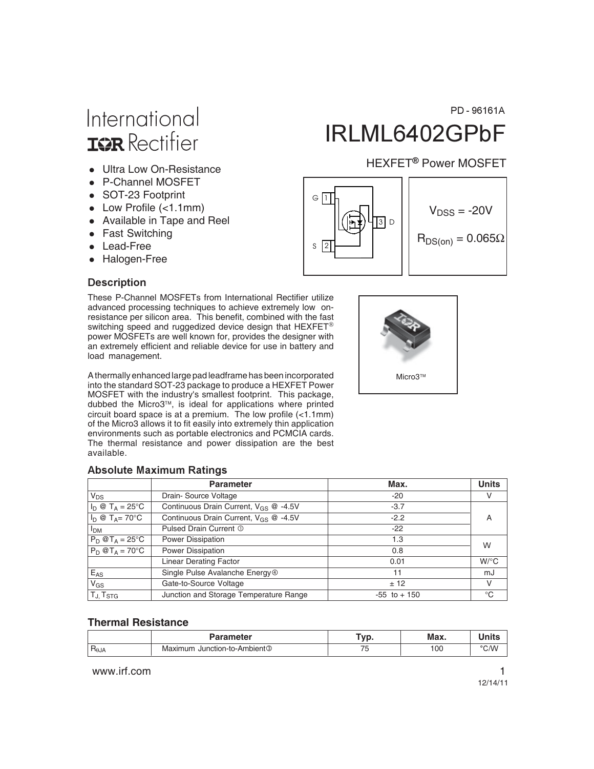PD - 96161A

International
IOR Rectifier

# IRLML6402GPbF

HEXFET® Power MOSFET

- Ultra Low On-Resistance
- P-Channel MOSFET
- SOT-23 Footprint
- Low Profile (<1.1mm)
- Available in Tape and Reel
- Fast Switching
- Lead-Free
- Halogen-Free

G 1, S 2, 3 D

$V_{DSS}$ = -20V

$R_{DS(on)}$ = 0.065Ω

## Description

These P-Channel MOSFETs from International Rectifier utilize advanced processing techniques to achieve extremely low on-resistance per silicon area. This benefit, combined with the fast switching speed and ruggedized device design that HEXFET® power MOSFETs are well known for, provides the designer with an extremely efficient and reliable device for use in battery and load management.

A thermally enhanced large pad leadframe has been incorporated into the standard SOT-23 package to produce a HEXFET Power MOSFET with the industry's smallest footprint. This package, dubbed the Micro3™, is ideal for applications where printed circuit board space is at a premium. The low profile (<1.1mm) of the Micro3 allows it to fit easily into extremely thin application environments such as portable electronics and PCMCIA cards. The thermal resistance and power dissipation are the best available.

Micro3™

## Absolute Maximum Ratings

| | Parameter | Max. | Units |
|---|---|---|---|
| $V_{DS}$ | Drain- Source Voltage | -20 | V |
| $I_D$ @ $T_A$ = 25°C | Continuous Drain Current, $V_{GS}$ @ -4.5V | -3.7 | A |
| $I_D$ @ $T_A$ = 70°C | Continuous Drain Current, $V_{GS}$ @ -4.5V | -2.2 | |
| $I_{DM}$ | Pulsed Drain Current ① | -22 | |
| $P_D$ @ $T_A$ = 25°C | Power Dissipation | 1.3 | W |
| $P_D$ @ $T_A$ = 70°C | Power Dissipation | 0.8 | |
| | Linear Derating Factor | 0.01 | W/°C |
| $E_{AS}$ | Single Pulse Avalanche Energy④ | 11 | mJ |
| $V_{GS}$ | Gate-to-Source Voltage | ± 12 | V |
| $T_J$, $T_{STG}$ | Junction and Storage Temperature Range | -55 to + 150 | °C |

## Thermal Resistance

| | Parameter | Typ. | Max. | Units |
|---|---|---|---|---|
| $R_{θJA}$ | Maximum Junction-to-Ambient③ | 75 | 100 | °C/W |

www.irf.com

12/14/11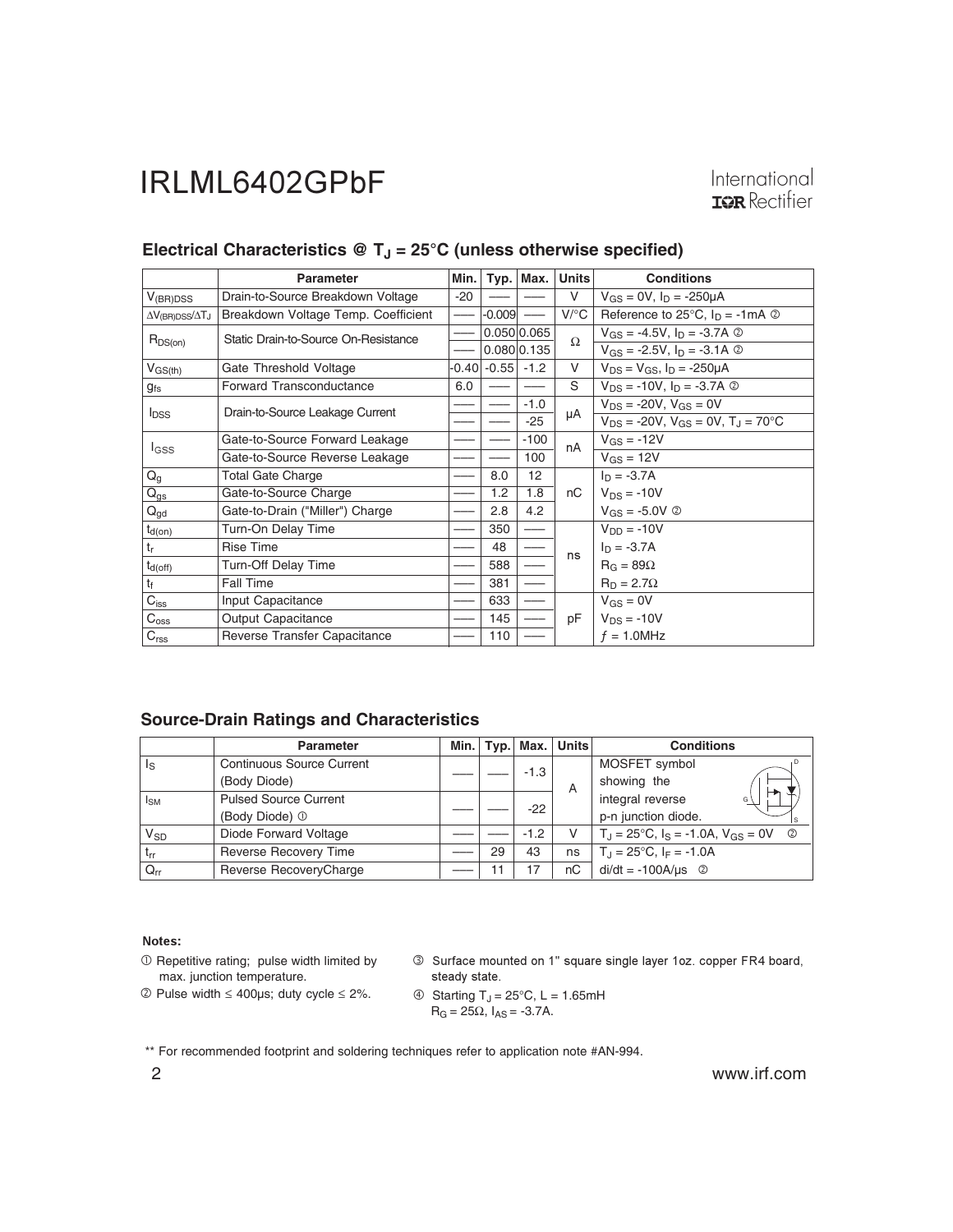## Electrical Characteristics @ $T_J$ = 25°C (unless otherwise specified)

| | Parameter | Min. | Typ. | Max. | Units | Conditions |
|---|---|---|---|---|---|---|
| $V_{(BR)DSS}$ | Drain-to-Source Breakdown Voltage | -20 | —— | —— | V | $V_{GS}$ = 0V, $I_D$ = -250µA |
| $\Delta V_{(BR)DSS}/\Delta T_J$ | Breakdown Voltage Temp. Coefficient | —— | -0.009 | —— | V/°C | Reference to 25°C, $I_D$ = -1mA ② |
| $R_{DS(on)}$ | Static Drain-to-Source On-Resistance | —— | 0.050 | 0.065 | Ω | $V_{GS}$ = -4.5V, $I_D$ = -3.7A ② |
| | | —— | 0.080 | 0.135 | | $V_{GS}$ = -2.5V, $I_D$ = -3.1A ② |
| $V_{GS(th)}$ | Gate Threshold Voltage | -0.40 | -0.55 | -1.2 | V | $V_{DS}$ = $V_{GS}$, $I_D$ = -250µA |
| $g_{fs}$ | Forward Transconductance | 6.0 | —— | —— | S | $V_{DS}$ = -10V, $I_D$ = -3.7A ② |
| $I_{DSS}$ | Drain-to-Source Leakage Current | —— | —— | -1.0 | µA | $V_{DS}$ = -20V, $V_{GS}$ = 0V |
| | | —— | —— | -25 | | $V_{DS}$ = -20V, $V_{GS}$ = 0V, $T_J$ = 70°C |
| $I_{GSS}$ | Gate-to-Source Forward Leakage | —— | —— | -100 | nA | $V_{GS}$ = -12V |
| | Gate-to-Source Reverse Leakage | —— | —— | 100 | | $V_{GS}$ = 12V |
| $Q_g$ | Total Gate Charge | —— | 8.0 | 12 | nC | $I_D$ = -3.7A |
| $Q_{gs}$ | Gate-to-Source Charge | —— | 1.2 | 1.8 | | $V_{DS}$ = -10V |
| $Q_{gd}$ | Gate-to-Drain ("Miller") Charge | —— | 2.8 | 4.2 | | $V_{GS}$ = -5.0V ② |
| $t_{d(on)}$ | Turn-On Delay Time | —— | 350 | —— | ns | $V_{DD}$ = -10V |
| $t_r$ | Rise Time | —— | 48 | —— | | $I_D$ = -3.7A |
| $t_{d(off)}$ | Turn-Off Delay Time | —— | 588 | —— | | $R_G$ = 89Ω |
| $t_f$ | Fall Time | —— | 381 | —— | | $R_D$ = 2.7Ω |
| $C_{iss}$ | Input Capacitance | —— | 633 | —— | pF | $V_{GS}$ = 0V |
| $C_{oss}$ | Output Capacitance | —— | 145 | —— | | $V_{DS}$ = -10V |
| $C_{rss}$ | Reverse Transfer Capacitance | —— | 110 | —— | | $f$ = 1.0MHz |

## Source-Drain Ratings and Characteristics

| | Parameter | Min. | Typ. | Max. | Units | Conditions |
|---|---|---|---|---|---|---|
| $I_S$ | Continuous Source Current (Body Diode) | —— | —— | -1.3 | A | MOSFET symbol showing the |
| $I_{SM}$ | Pulsed Source Current (Body Diode) ① | —— | —— | -22 | | integral reverse p-n junction diode. |
| $V_{SD}$ | Diode Forward Voltage | —— | —— | -1.2 | V | $T_J$ = 25°C, $I_S$ = -1.0A, $V_{GS}$ = 0V ② |
| $t_{rr}$ | Reverse Recovery Time | —— | 29 | 43 | ns | $T_J$ = 25°C, $I_F$ = -1.0A |
| $Q_{rr}$ | Reverse RecoveryCharge | —— | 11 | 17 | nC | di/dt = -100A/µs ② |

**Notes:**

① Repetitive rating; pulse width limited by max. junction temperature.

② Pulse width ≤ 400µs; duty cycle ≤ 2%.

③ Surface mounted on 1" square single layer 1oz. copper FR4 board, steady state.

④ Starting $T_J$ = 25°C, L = 1.65mH $R_G$ = 25Ω, $I_{AS}$ = -3.7A.

** For recommended footprint and soldering techniques refer to application note #AN-994.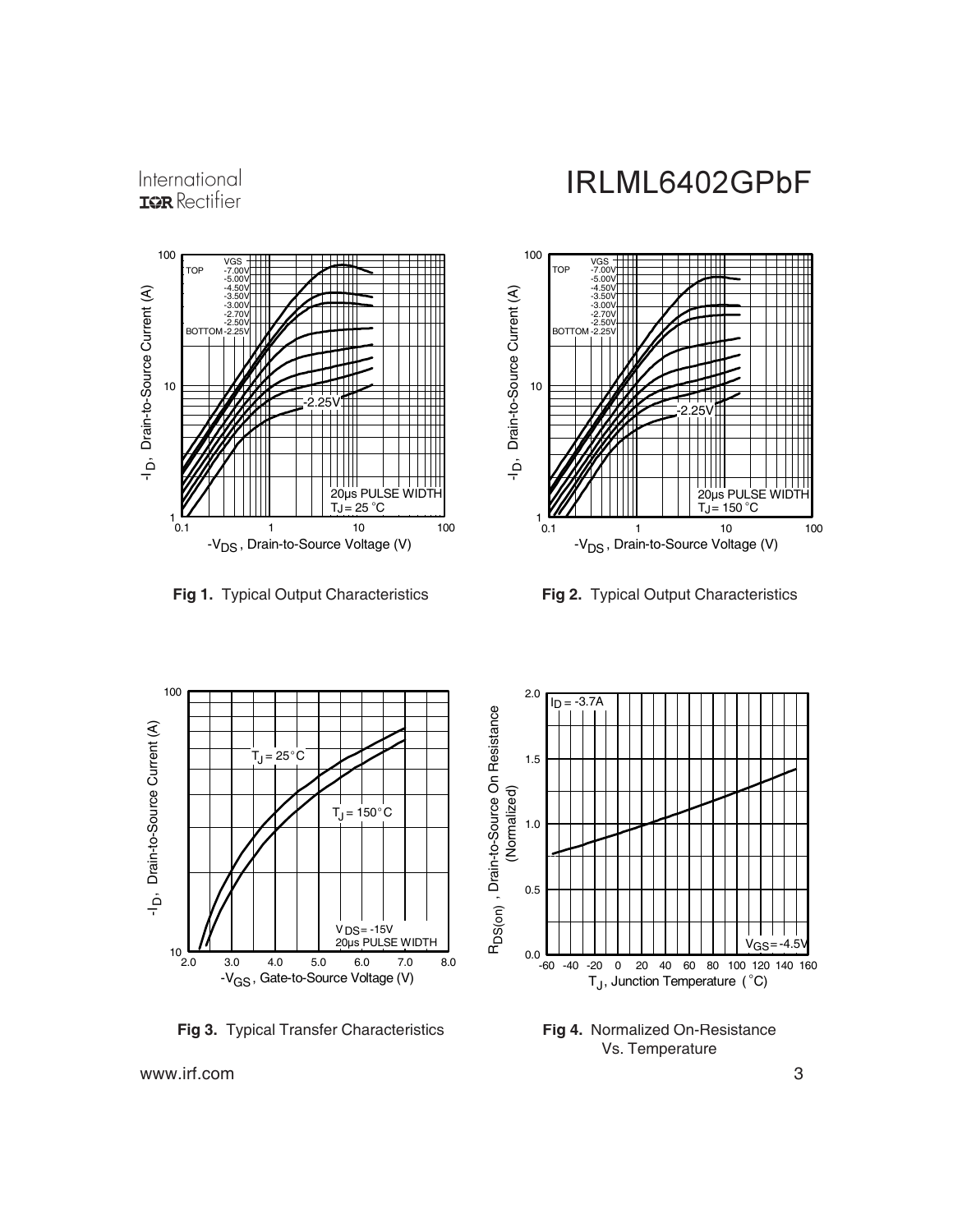Fig 1. Typical Output Characteristics

Fig 2. Typical Output Characteristics

Fig 3. Typical Transfer Characteristics

Fig 4. Normalized On-Resistance Vs. Temperature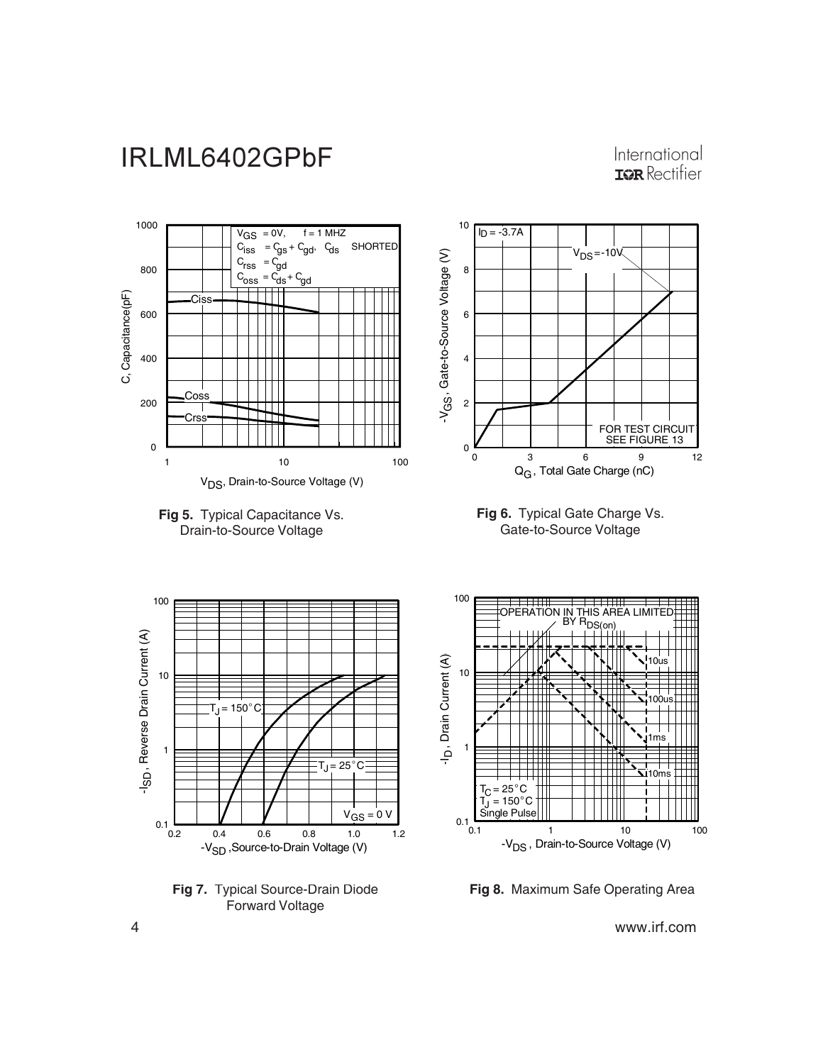**Fig 5.** Typical Capacitance Vs. Drain-to-Source Voltage

**Fig 6.** Typical Gate Charge Vs. Gate-to-Source Voltage

**Fig 7.** Typical Source-Drain Diode Forward Voltage

**Fig 8.** Maximum Safe Operating Area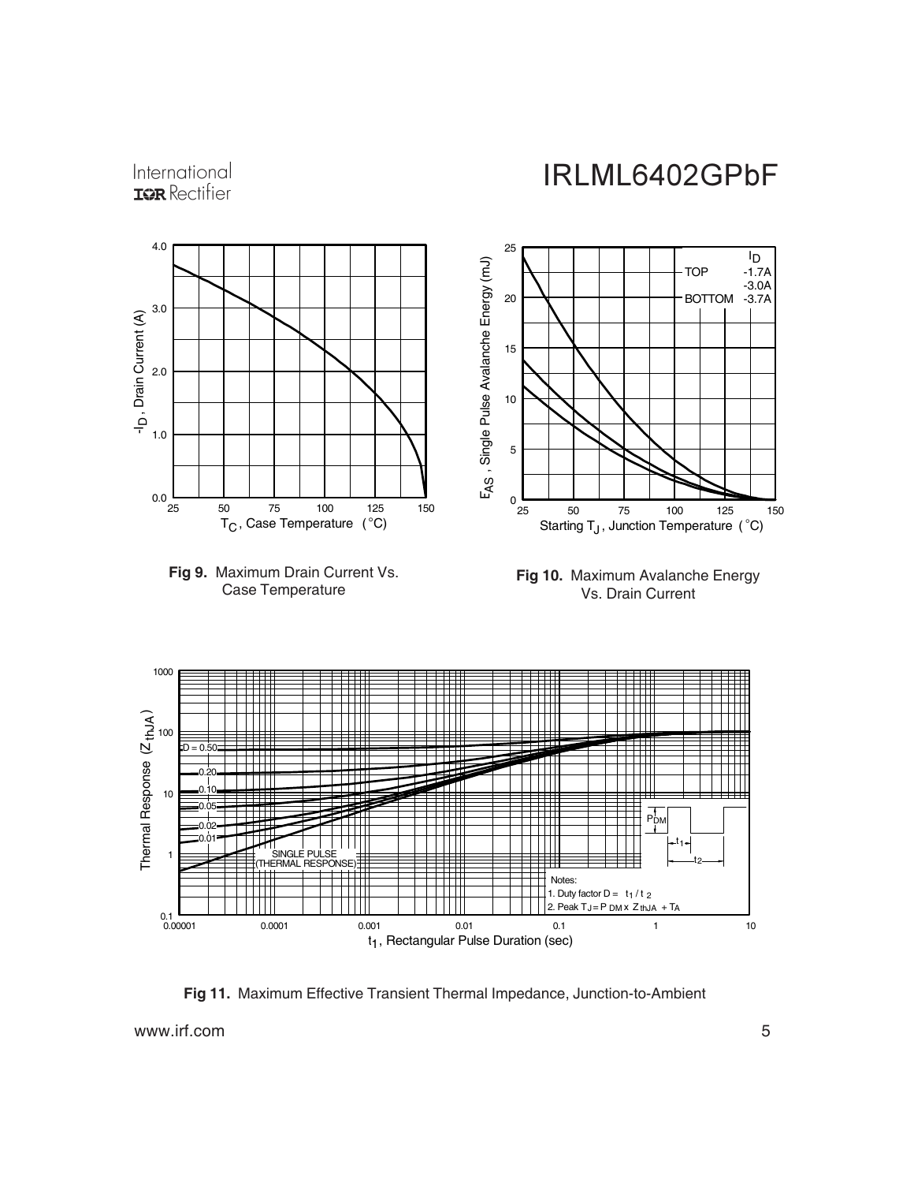**Fig 9.** Maximum Drain Current Vs. Case Temperature

**Fig 10.** Maximum Avalanche Energy Vs. Drain Current

**Fig 11.** Maximum Effective Transient Thermal Impedance, Junction-to-Ambient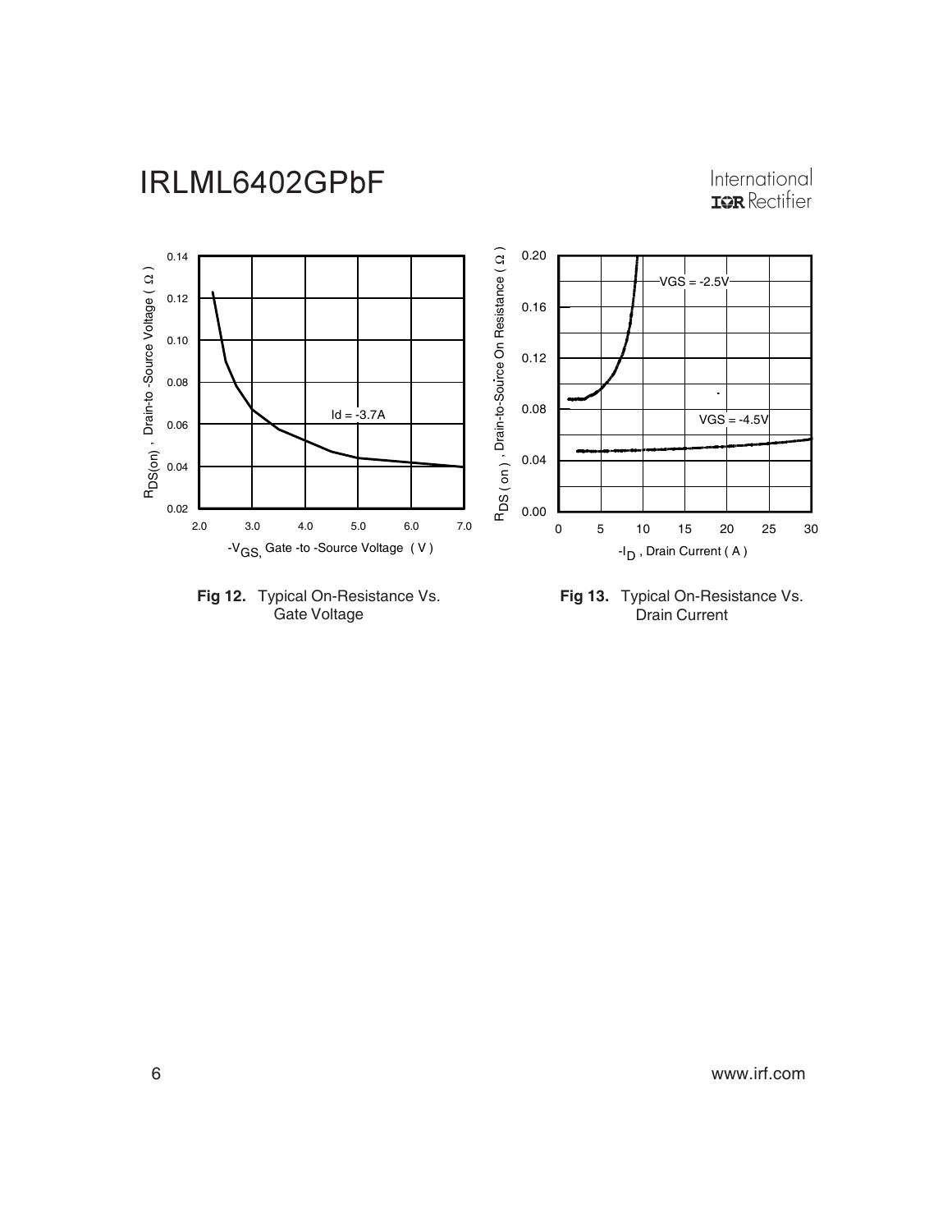**Fig 12.** Typical On-Resistance Vs. Gate Voltage

**Fig 13.** Typical On-Resistance Vs. Drain Current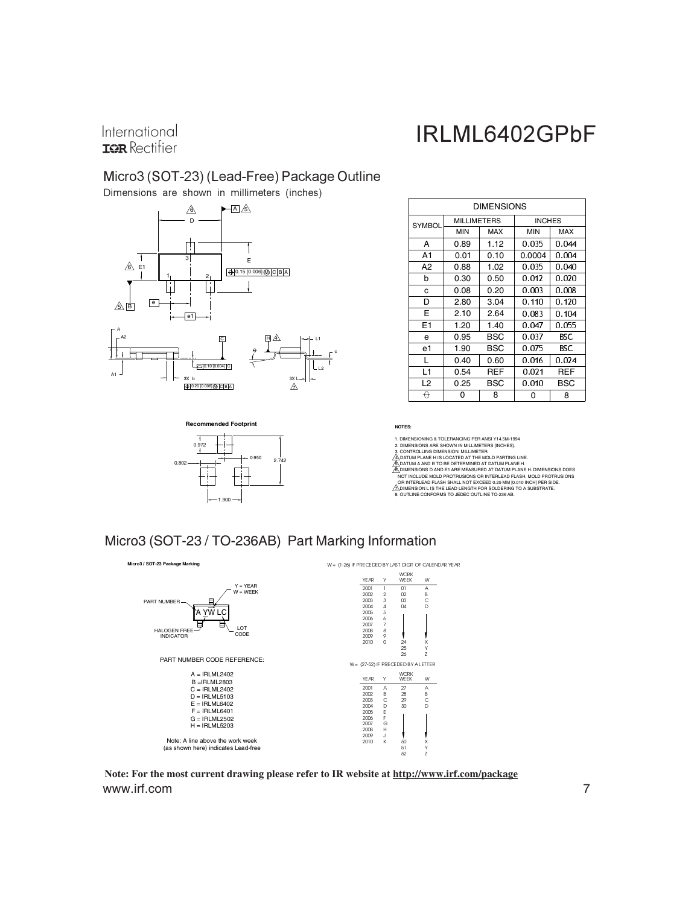## Micro3 (SOT-23) (Lead-Free) Package Outline

Dimensions are shown in millimeters (inches)

| SYMBOL | MILLIMETERS | | INCHES | |
|---|---|---|---|---|
| | MIN | MAX | MIN | MAX |
| A | 0.89 | 1.12 | 0.035 | 0.044 |
| A1 | 0.01 | 0.10 | 0.0004 | 0.004 |
| A2 | 0.88 | 1.02 | 0.035 | 0.040 |
| b | 0.30 | 0.50 | 0.012 | 0.020 |
| c | 0.08 | 0.20 | 0.003 | 0.008 |
| D | 2.80 | 3.04 | 0.110 | 0.120 |
| E | 2.10 | 2.64 | 0.083 | 0.104 |
| E1 | 1.20 | 1.40 | 0.047 | 0.055 |
| e | 0.95 | BSC | 0.037 | BSC |
| e1 | 1.90 | BSC | 0.075 | BSC |
| L | 0.40 | 0.60 | 0.016 | 0.024 |
| L1 | 0.54 | REF | 0.021 | REF |
| L2 | 0.25 | BSC | 0.010 | BSC |
| θ | 0 | 8 | 0 | 8 |

**Recommended Footprint**

0.972, 0.802, 0.950, 2.742, 1.900

**NOTES:**

1. DIMENSIONING & TOLERANCING PER ANSI Y14.5M-1994
2. DIMENSIONS ARE SHOWN IN MILLIMETERS [INCHES].
3. CONTROLLING DIMENSION: MILLIMETER.
4. DATUM PLANE H IS LOCATED AT THE MOLD PARTING LINE.
5. DATUM A AND B TO BE DETERMINED AT DATUM PLANE H.
6. DIMENSIONS D AND E1 ARE MEASURED AT DATUM PLANE H. DIMENSIONS DOES NOT INCLUDE MOLD PROTRUSIONS OR INTERLEAD FLASH. MOLD PROTRUSIONS OR INTERLEAD FLASH SHALL NOT EXCEED 0.25 MM [0.010 INCH] PER SIDE.
7. DIMENSION L IS THE LEAD LENGTH FOR SOLDERING TO A SUBSTRATE.
8. OUTLINE CONFORMS TO JEDEC OUTLINE TO-236 AB.

## Micro3 (SOT-23 / TO-236AB) Part Marking Information

**Micro3 / SOT-23 Package Marking**

A YW LC

PART NUMBER; Y = YEAR; W = WEEK; HALOGEN FREE INDICATOR; LOT CODE

PART NUMBER CODE REFERENCE:

A = IRLML2402
B = IRLML2803
C = IRLML2402
D = IRLML5103
E = IRLML6402
F = IRLML6401
G = IRLML2502
H = IRLML5203

Note: A line above the work week (as shown here) indicates Lead-free

W = (1-26) IF PRECEDED BY LAST DIGIT OF CALENDAR YEAR

| YEAR | Y | WORK WEEK | W |
|---|---|---|---|
| 2001 | 1 | 01 | A |
| 2002 | 2 | 02 | B |
| 2003 | 3 | 03 | C |
| 2004 | 4 | 04 | D |
| 2005 | 5 | | |
| 2006 | 6 | | |
| 2007 | 7 | | |
| 2008 | 8 | | |
| 2009 | 9 | | |
| 2010 | 0 | 24 | X |
| | | 25 | Y |
| | | 26 | Z |

W = (27-52) IF PRECEDED BY A LETTER

| YEAR | Y | WORK WEEK | W |
|---|---|---|---|
| 2001 | A | 27 | A |
| 2002 | B | 28 | B |
| 2003 | C | 29 | C |
| 2004 | D | 30 | D |
| 2005 | E | | |
| 2006 | F | | |
| 2007 | G | | |
| 2008 | H | | |
| 2009 | J | | |
| 2010 | K | 50 | X |
| | | 51 | Y |
| | | 52 | Z |

**Note: For the most current drawing please refer to IR website at http://www.irf.com/package**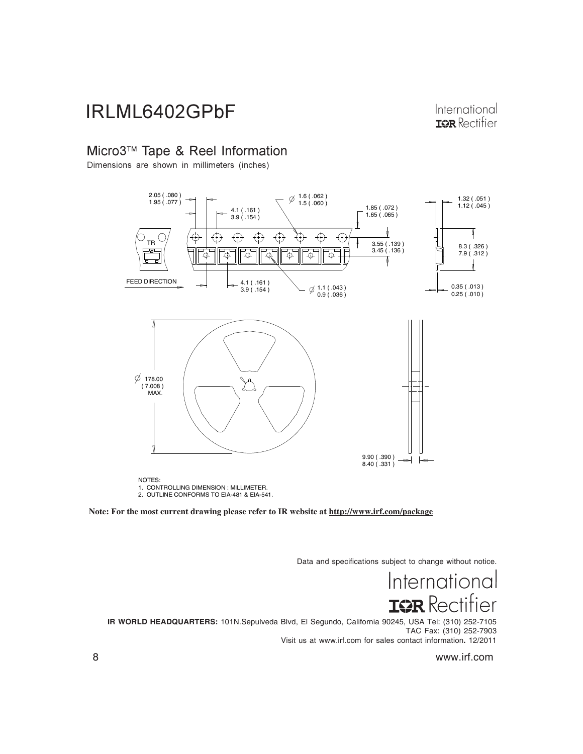## Micro3™ Tape & Reel Information

Dimensions are shown in millimeters (inches)

2.05 ( .080 )
1.95 ( .077 )

4.1 ( .161 )
3.9 ( .154 )

∅ 1.6 ( .062 )
1.5 ( .060 )

1.85 ( .072 )
1.65 ( .065 )

1.32 ( .051 )
1.12 ( .045 )

TR

3.55 ( .139 )
3.45 ( .136 )

8.3 ( .326 )
7.9 ( .312 )

FEED DIRECTION

4.1 ( .161 )
3.9 ( .154 )

∅ 1.1 ( .043 )
0.9 ( .036 )

0.35 ( .013 )
0.25 ( .010 )

∅ 178.00
( 7.008 )
MAX.

9.90 ( .390 )
8.40 ( .331 )

NOTES:
1. CONTROLLING DIMENSION : MILLIMETER.
2. OUTLINE CONFORMS TO EIA-481 & EIA-541.

**Note: For the most current drawing please refer to IR website at http://www.irf.com/package**

Data and specifications subject to change without notice.

International
IOR Rectifier

**IR WORLD HEADQUARTERS:** 101N.Sepulveda Blvd, El Segundo, California 90245, USA Tel: (310) 252-7105
TAC Fax: (310) 252-7903
Visit us at www.irf.com for sales contact information. 12/2011